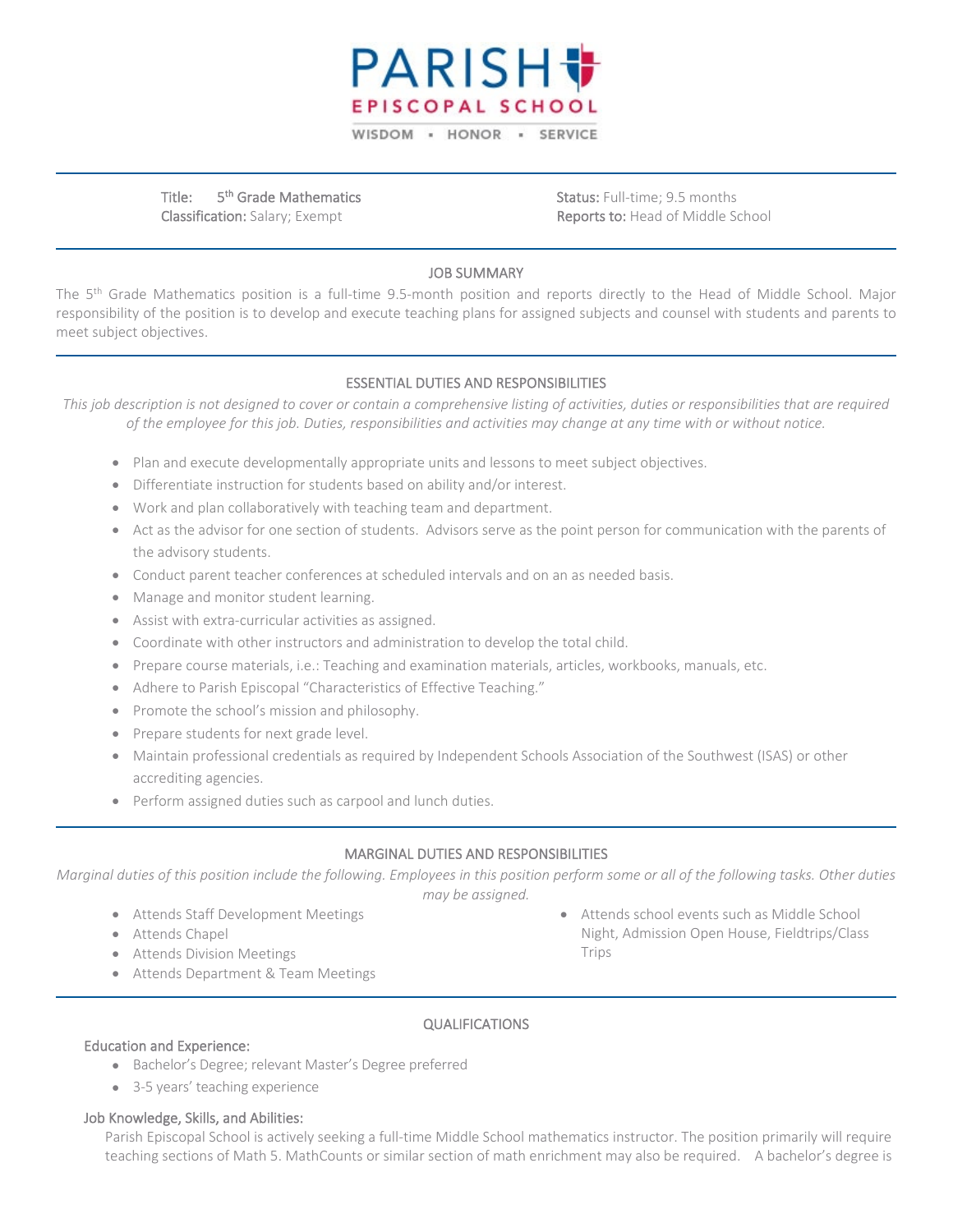# PARISH EPISCOPAL SCHOOL

WISDOM ▪ HONOR ▪ SERVICE

**Title:** 5th Grade Mathematics
**Classification:** Salary; Exempt

**Status:** Full-time; 9.5 months
**Reports to:** Head of Middle School

## JOB SUMMARY

The 5th Grade Mathematics position is a full-time 9.5-month position and reports directly to the Head of Middle School. Major responsibility of the position is to develop and execute teaching plans for assigned subjects and counsel with students and parents to meet subject objectives.

## ESSENTIAL DUTIES AND RESPONSIBILITIES

*This job description is not designed to cover or contain a comprehensive listing of activities, duties or responsibilities that are required of the employee for this job. Duties, responsibilities and activities may change at any time with or without notice.*

- Plan and execute developmentally appropriate units and lessons to meet subject objectives.
- Differentiate instruction for students based on ability and/or interest.
- Work and plan collaboratively with teaching team and department.
- Act as the advisor for one section of students. Advisors serve as the point person for communication with the parents of the advisory students.
- Conduct parent teacher conferences at scheduled intervals and on an as needed basis.
- Manage and monitor student learning.
- Assist with extra-curricular activities as assigned.
- Coordinate with other instructors and administration to develop the total child.
- Prepare course materials, i.e.: Teaching and examination materials, articles, workbooks, manuals, etc.
- Adhere to Parish Episcopal "Characteristics of Effective Teaching."
- Promote the school's mission and philosophy.
- Prepare students for next grade level.
- Maintain professional credentials as required by Independent Schools Association of the Southwest (ISAS) or other accrediting agencies.
- Perform assigned duties such as carpool and lunch duties.

## MARGINAL DUTIES AND RESPONSIBILITIES

*Marginal duties of this position include the following. Employees in this position perform some or all of the following tasks. Other duties may be assigned.*

- Attends Staff Development Meetings
- Attends Chapel
- Attends Division Meetings
- Attends Department & Team Meetings
- Attends school events such as Middle School Night, Admission Open House, Fieldtrips/Class Trips

## QUALIFICATIONS

### Education and Experience:

- Bachelor's Degree; relevant Master's Degree preferred
- 3-5 years' teaching experience

### Job Knowledge, Skills, and Abilities:

Parish Episcopal School is actively seeking a full-time Middle School mathematics instructor. The position primarily will require teaching sections of Math 5. MathCounts or similar section of math enrichment may also be required. A bachelor's degree is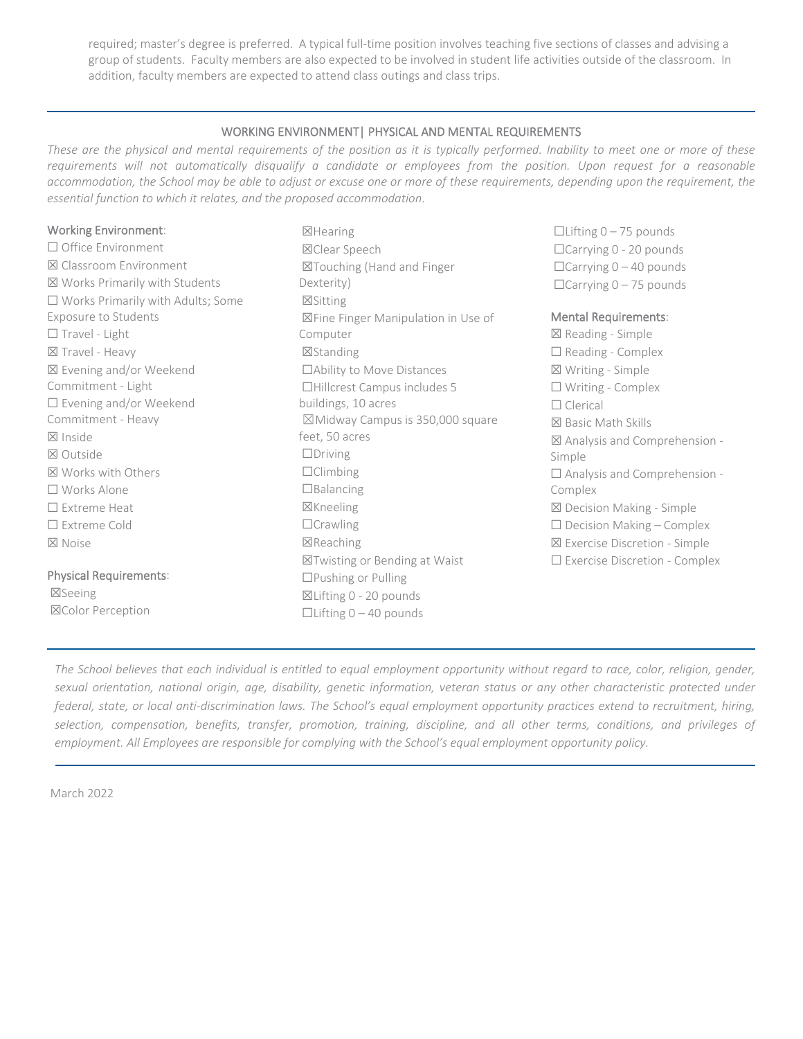required; master's degree is preferred. A typical full-time position involves teaching five sections of classes and advising a group of students. Faculty members are also expected to be involved in student life activities outside of the classroom. In addition, faculty members are expected to attend class outings and class trips.

## WORKING ENVIRONMENT| PHYSICAL AND MENTAL REQUIREMENTS

*These are the physical and mental requirements of the position as it is typically performed. Inability to meet one or more of these requirements will not automatically disqualify a candidate or employees from the position. Upon request for a reasonable accommodation, the School may be able to adjust or excuse one or more of these requirements, depending upon the requirement, the essential function to which it relates, and the proposed accommodation.*

### Working Environment:

- ☐ Office Environment
- ☒ Classroom Environment
- ☒ Works Primarily with Students
- ☐ Works Primarily with Adults; Some Exposure to Students
- ☐ Travel - Light
- ☒ Travel - Heavy
- ☒ Evening and/or Weekend Commitment - Light
- ☐ Evening and/or Weekend Commitment - Heavy
- ☒ Inside
- ☒ Outside
- ☒ Works with Others
- ☐ Works Alone
- ☐ Extreme Heat
- ☐ Extreme Cold
- ☒ Noise

### Physical Requirements:

- ☒Seeing
- ☒Color Perception
- ☒Hearing
- ☒Clear Speech
- ☒Touching (Hand and Finger Dexterity)
- ☒Sitting
- ☒Fine Finger Manipulation in Use of Computer
- ☒Standing
- ☐Ability to Move Distances
- ☐Hillcrest Campus includes 5 buildings, 10 acres
- ☒Midway Campus is 350,000 square feet, 50 acres
- ☐Driving
- ☐Climbing
- ☐Balancing
- ☒Kneeling
- ☐Crawling
- ☒Reaching
- ☒Twisting or Bending at Waist
- ☐Pushing or Pulling
- ☒Lifting 0 - 20 pounds
- ☐Lifting 0 – 40 pounds
- ☐Lifting 0 – 75 pounds
- ☐Carrying 0 - 20 pounds
- ☐Carrying 0 – 40 pounds
- ☐Carrying 0 – 75 pounds

### Mental Requirements:

- ☒ Reading - Simple
- ☐ Reading - Complex
- ☒ Writing - Simple
- ☐ Writing - Complex
- ☐ Clerical
- ☒ Basic Math Skills
- ☒ Analysis and Comprehension - Simple
- ☐ Analysis and Comprehension - Complex
- ☒ Decision Making - Simple
- ☐ Decision Making – Complex
- ☒ Exercise Discretion - Simple
- ☐ Exercise Discretion - Complex

*The School believes that each individual is entitled to equal employment opportunity without regard to race, color, religion, gender, sexual orientation, national origin, age, disability, genetic information, veteran status or any other characteristic protected under federal, state, or local anti-discrimination laws. The School's equal employment opportunity practices extend to recruitment, hiring, selection, compensation, benefits, transfer, promotion, training, discipline, and all other terms, conditions, and privileges of employment. All Employees are responsible for complying with the School's equal employment opportunity policy.*

March 2022